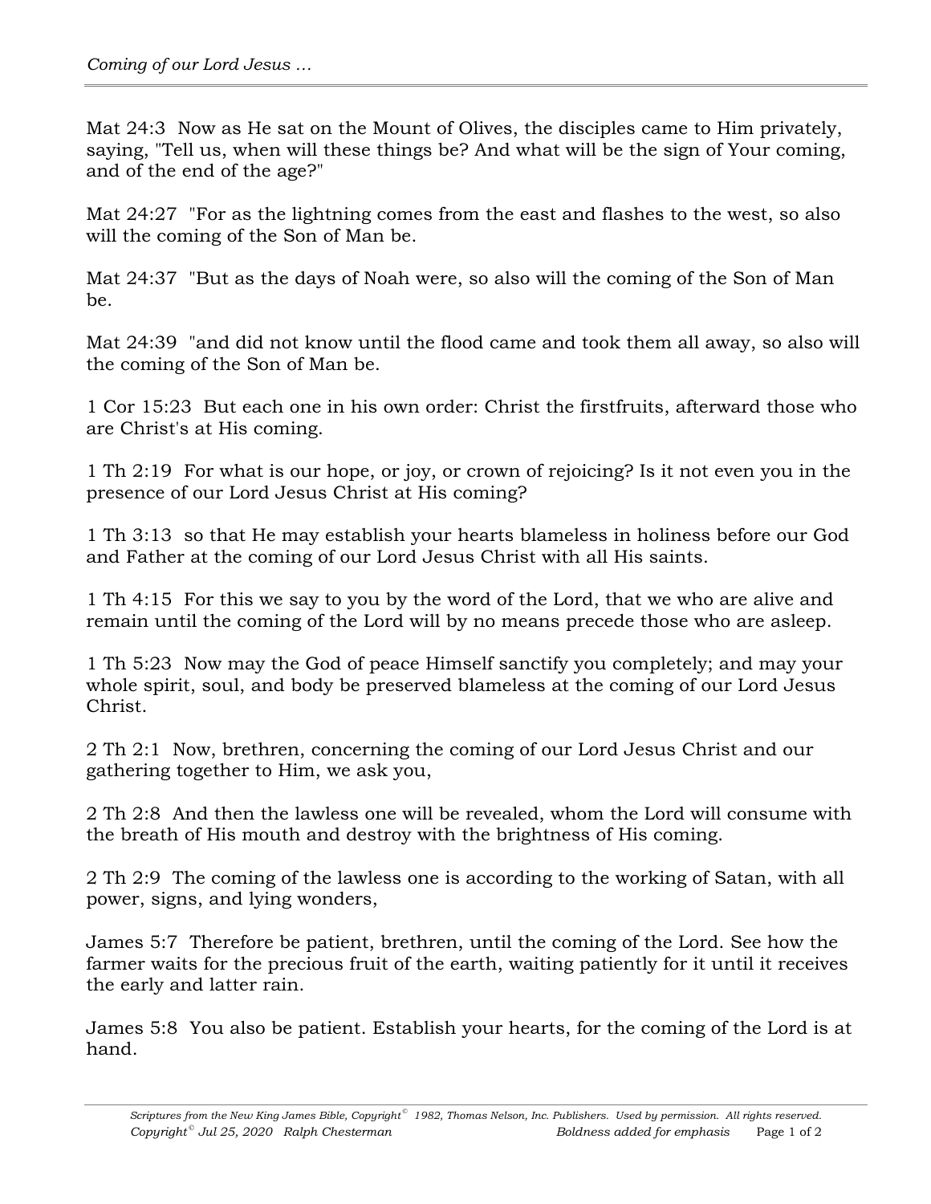Mat 24:3  Now as He sat on the Mount of Olives, the disciples came to Him privately, saying, "Tell us, when will these things be? And what will be the sign of Your coming, and of the end of the age?"

Mat 24:27  "For as the lightning comes from the east and flashes to the west, so also will the coming of the Son of Man be.

Mat 24:37  "But as the days of Noah were, so also will the coming of the Son of Man be.

Mat 24:39  "and did not know until the flood came and took them all away, so also will the coming of the Son of Man be.

1 Cor 15:23  But each one in his own order: Christ the firstfruits, afterward those who are Christ's at His coming.

1 Th 2:19  For what is our hope, or joy, or crown of rejoicing? Is it not even you in the presence of our Lord Jesus Christ at His coming?

1 Th 3:13  so that He may establish your hearts blameless in holiness before our God and Father at the coming of our Lord Jesus Christ with all His saints.

1 Th 4:15  For this we say to you by the word of the Lord, that we who are alive and remain until the coming of the Lord will by no means precede those who are asleep.

1 Th 5:23  Now may the God of peace Himself sanctify you completely; and may your whole spirit, soul, and body be preserved blameless at the coming of our Lord Jesus Christ.

2 Th 2:1  Now, brethren, concerning the coming of our Lord Jesus Christ and our gathering together to Him, we ask you,

2 Th 2:8  And then the lawless one will be revealed, whom the Lord will consume with the breath of His mouth and destroy with the brightness of His coming.

2 Th 2:9  The coming of the lawless one is according to the working of Satan, with all power, signs, and lying wonders,

James 5:7  Therefore be patient, brethren, until the coming of the Lord. See how the farmer waits for the precious fruit of the earth, waiting patiently for it until it receives the early and latter rain.

James 5:8  You also be patient. Establish your hearts, for the coming of the Lord is at hand.

*Scriptures from the New King James Bible, Copyright© 1982, Thomas Nelson, Inc. Publishers. Used by permission. All rights reserved.*
*Copyright© Jul 25, 2020 Ralph Chesterman* *Boldness added for emphasis*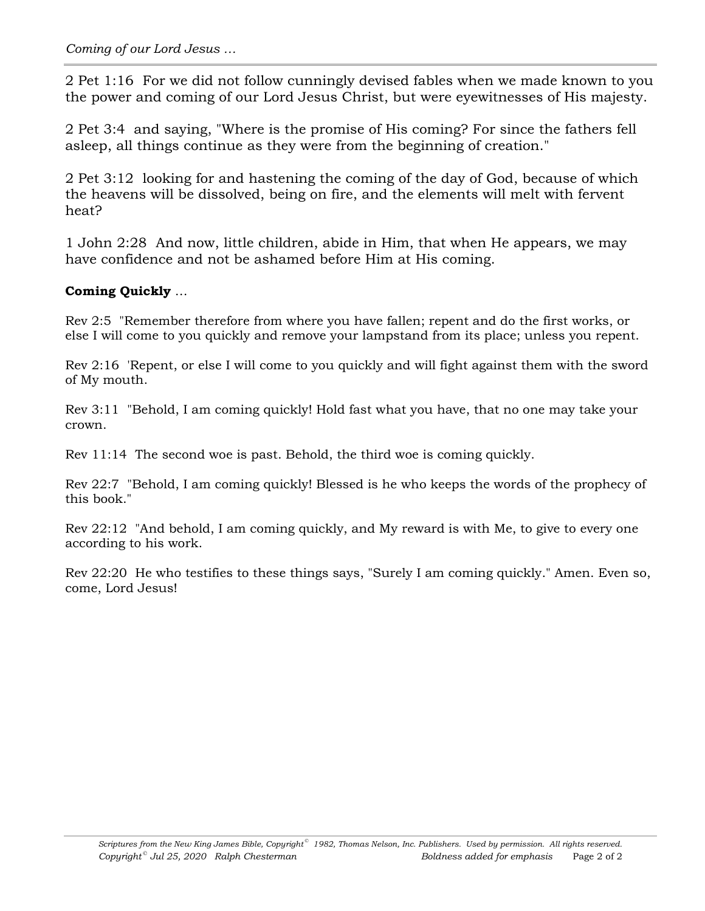2 Pet 1:16  For we did not follow cunningly devised fables when we made known to you the power and coming of our Lord Jesus Christ, but were eyewitnesses of His majesty.

2 Pet 3:4  and saying, "Where is the promise of His coming? For since the fathers fell asleep, all things continue as they were from the beginning of creation."

2 Pet 3:12  looking for and hastening the coming of the day of God, because of which the heavens will be dissolved, being on fire, and the elements will melt with fervent heat?

1 John 2:28  And now, little children, abide in Him, that when He appears, we may have confidence and not be ashamed before Him at His coming.

**Coming Quickly** …

Rev 2:5  "Remember therefore from where you have fallen; repent and do the first works, or else I will come to you quickly and remove your lampstand from its place; unless you repent.

Rev 2:16  'Repent, or else I will come to you quickly and will fight against them with the sword of My mouth.

Rev 3:11  "Behold, I am coming quickly! Hold fast what you have, that no one may take your crown.

Rev 11:14  The second woe is past. Behold, the third woe is coming quickly.

Rev 22:7  "Behold, I am coming quickly! Blessed is he who keeps the words of the prophecy of this book."

Rev 22:12  "And behold, I am coming quickly, and My reward is with Me, to give to every one according to his work.

Rev 22:20  He who testifies to these things says, "Surely I am coming quickly." Amen. Even so, come, Lord Jesus!

*Scriptures from the New King James Bible, Copyright© 1982, Thomas Nelson, Inc. Publishers. Used by permission. All rights reserved.*
*Copyright© Jul 25, 2020  Ralph Chesterman*  *Boldness added for emphasis*